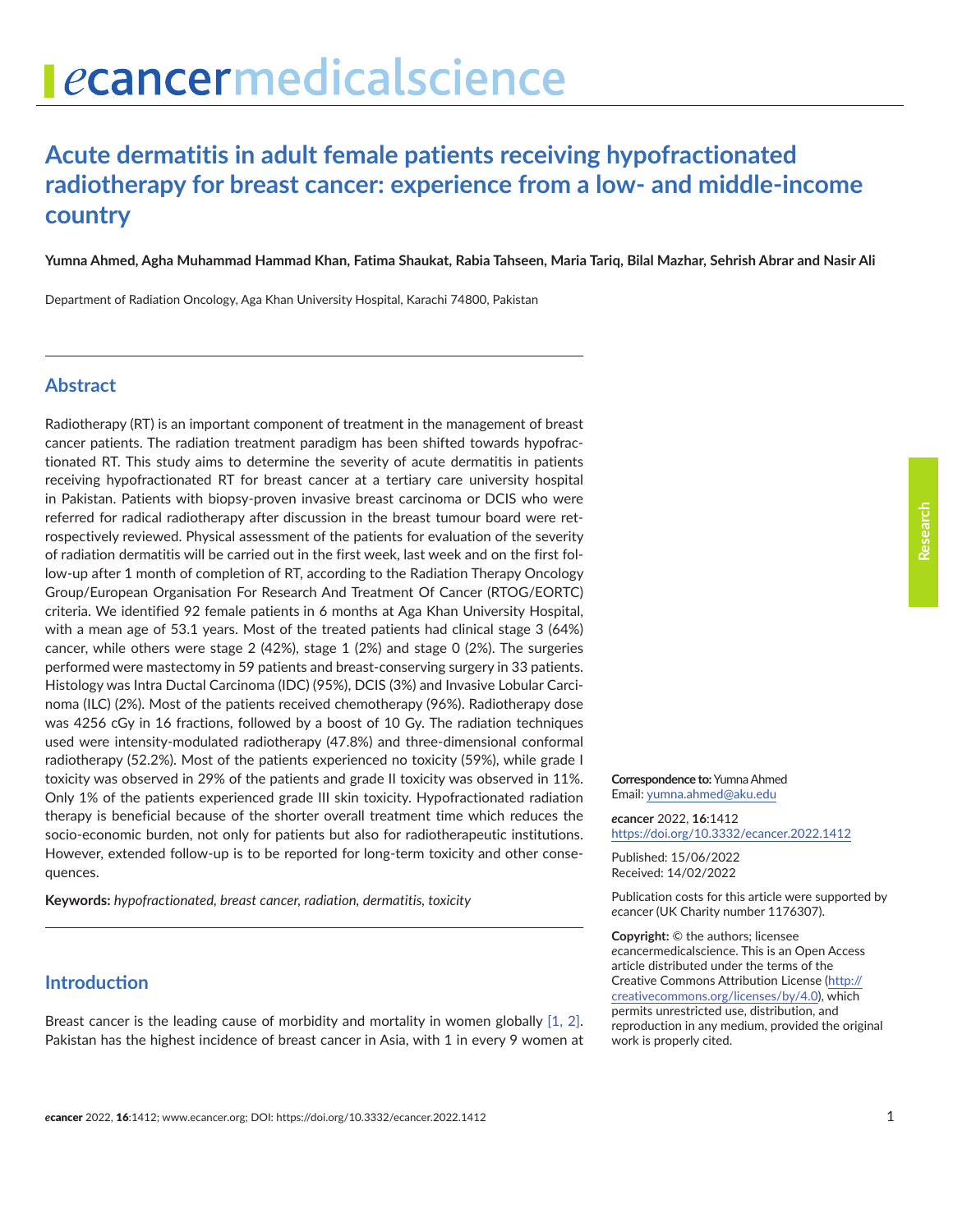# Acute dermatitis in adult female patients receiving hypofractionated radiotherapy for breast cancer: experience from a low- and middle-income country

**Yumna Ahmed, Agha Muhammad Hammad Khan, Fatima Shaukat, Rabia Tahseen, Maria Tariq, Bilal Mazhar, Sehrish Abrar and Nasir Ali**

Department of Radiation Oncology, Aga Khan University Hospital, Karachi 74800, Pakistan

## Abstract

Radiotherapy (RT) is an important component of treatment in the management of breast cancer patients. The radiation treatment paradigm has been shifted towards hypofractionated RT. This study aims to determine the severity of acute dermatitis in patients receiving hypofractionated RT for breast cancer at a tertiary care university hospital in Pakistan. Patients with biopsy-proven invasive breast carcinoma or DCIS who were referred for radical radiotherapy after discussion in the breast tumour board were retrospectively reviewed. Physical assessment of the patients for evaluation of the severity of radiation dermatitis will be carried out in the first week, last week and on the first follow-up after 1 month of completion of RT, according to the Radiation Therapy Oncology Group/European Organisation For Research And Treatment Of Cancer (RTOG/EORTC) criteria. We identified 92 female patients in 6 months at Aga Khan University Hospital, with a mean age of 53.1 years. Most of the treated patients had clinical stage 3 (64%) cancer, while others were stage 2 (42%), stage 1 (2%) and stage 0 (2%). The surgeries performed were mastectomy in 59 patients and breast-conserving surgery in 33 patients. Histology was Intra Ductal Carcinoma (IDC) (95%), DCIS (3%) and Invasive Lobular Carcinoma (ILC) (2%). Most of the patients received chemotherapy (96%). Radiotherapy dose was 4256 cGy in 16 fractions, followed by a boost of 10 Gy. The radiation techniques used were intensity-modulated radiotherapy (47.8%) and three-dimensional conformal radiotherapy (52.2%). Most of the patients experienced no toxicity (59%), while grade I toxicity was observed in 29% of the patients and grade II toxicity was observed in 11%. Only 1% of the patients experienced grade III skin toxicity. Hypofractionated radiation therapy is beneficial because of the shorter overall treatment time which reduces the socio-economic burden, not only for patients but also for radiotherapeutic institutions. However, extended follow-up is to be reported for long-term toxicity and other consequences.

**Keywords:** *hypofractionated, breast cancer, radiation, dermatitis, toxicity*

**Correspondence to:** Yumna Ahmed
Email: yumna.ahmed@aku.edu

*e*cancer 2022, **16**:1412
https://doi.org/10.3332/ecancer.2022.1412

Published: 15/06/2022
Received: 14/02/2022

Publication costs for this article were supported by *e*cancer (UK Charity number 1176307).

**Copyright:** © the authors; licensee *e*cancermedicalscience. This is an Open Access article distributed under the terms of the Creative Commons Attribution License (http://creativecommons.org/licenses/by/4.0), which permits unrestricted use, distribution, and reproduction in any medium, provided the original work is properly cited.

## Introduction

Breast cancer is the leading cause of morbidity and mortality in women globally [1, 2]. Pakistan has the highest incidence of breast cancer in Asia, with 1 in every 9 women at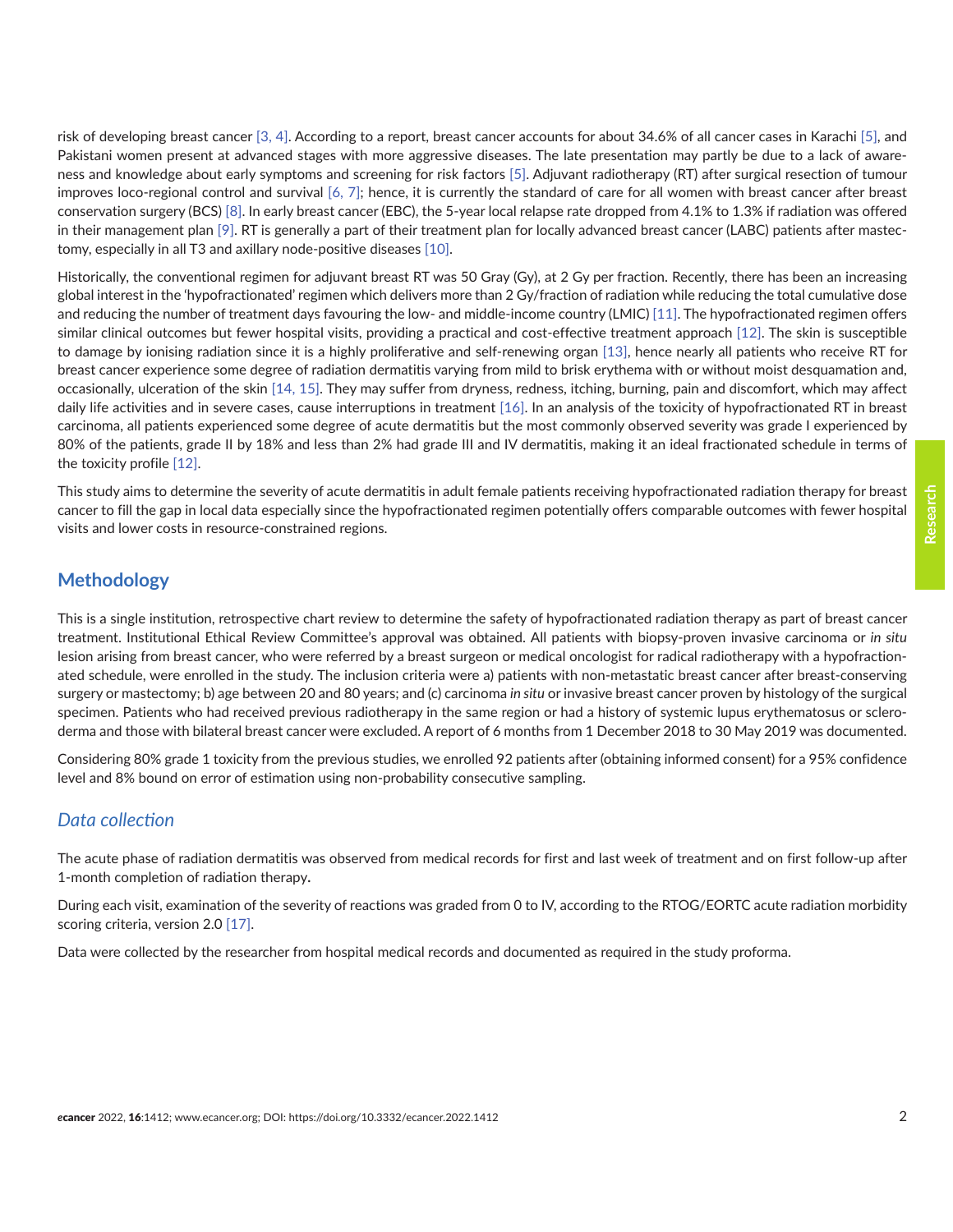risk of developing breast cancer [3, 4]. According to a report, breast cancer accounts for about 34.6% of all cancer cases in Karachi [5], and Pakistani women present at advanced stages with more aggressive diseases. The late presentation may partly be due to a lack of awareness and knowledge about early symptoms and screening for risk factors [5]. Adjuvant radiotherapy (RT) after surgical resection of tumour improves loco-regional control and survival [6, 7]; hence, it is currently the standard of care for all women with breast cancer after breast conservation surgery (BCS) [8]. In early breast cancer (EBC), the 5-year local relapse rate dropped from 4.1% to 1.3% if radiation was offered in their management plan [9]. RT is generally a part of their treatment plan for locally advanced breast cancer (LABC) patients after mastectomy, especially in all T3 and axillary node-positive diseases [10].

Historically, the conventional regimen for adjuvant breast RT was 50 Gray (Gy), at 2 Gy per fraction. Recently, there has been an increasing global interest in the 'hypofractionated' regimen which delivers more than 2 Gy/fraction of radiation while reducing the total cumulative dose and reducing the number of treatment days favouring the low- and middle-income country (LMIC) [11]. The hypofractionated regimen offers similar clinical outcomes but fewer hospital visits, providing a practical and cost-effective treatment approach [12]. The skin is susceptible to damage by ionising radiation since it is a highly proliferative and self-renewing organ [13], hence nearly all patients who receive RT for breast cancer experience some degree of radiation dermatitis varying from mild to brisk erythema with or without moist desquamation and, occasionally, ulceration of the skin [14, 15]. They may suffer from dryness, redness, itching, burning, pain and discomfort, which may affect daily life activities and in severe cases, cause interruptions in treatment [16]. In an analysis of the toxicity of hypofractionated RT in breast carcinoma, all patients experienced some degree of acute dermatitis but the most commonly observed severity was grade I experienced by 80% of the patients, grade II by 18% and less than 2% had grade III and IV dermatitis, making it an ideal fractionated schedule in terms of the toxicity profile [12].

This study aims to determine the severity of acute dermatitis in adult female patients receiving hypofractionated radiation therapy for breast cancer to fill the gap in local data especially since the hypofractionated regimen potentially offers comparable outcomes with fewer hospital visits and lower costs in resource-constrained regions.

## Methodology

This is a single institution, retrospective chart review to determine the safety of hypofractionated radiation therapy as part of breast cancer treatment. Institutional Ethical Review Committee's approval was obtained. All patients with biopsy-proven invasive carcinoma or *in situ* lesion arising from breast cancer, who were referred by a breast surgeon or medical oncologist for radical radiotherapy with a hypofractionated schedule, were enrolled in the study. The inclusion criteria were a) patients with non-metastatic breast cancer after breast-conserving surgery or mastectomy; b) age between 20 and 80 years; and (c) carcinoma *in situ* or invasive breast cancer proven by histology of the surgical specimen. Patients who had received previous radiotherapy in the same region or had a history of systemic lupus erythematosus or scleroderma and those with bilateral breast cancer were excluded. A report of 6 months from 1 December 2018 to 30 May 2019 was documented.

Considering 80% grade 1 toxicity from the previous studies, we enrolled 92 patients after (obtaining informed consent) for a 95% confidence level and 8% bound on error of estimation using non-probability consecutive sampling.

### *Data collection*

The acute phase of radiation dermatitis was observed from medical records for first and last week of treatment and on first follow-up after 1-month completion of radiation therapy**.**

During each visit, examination of the severity of reactions was graded from 0 to IV, according to the RTOG/EORTC acute radiation morbidity scoring criteria, version 2.0 [17].

Data were collected by the researcher from hospital medical records and documented as required in the study proforma.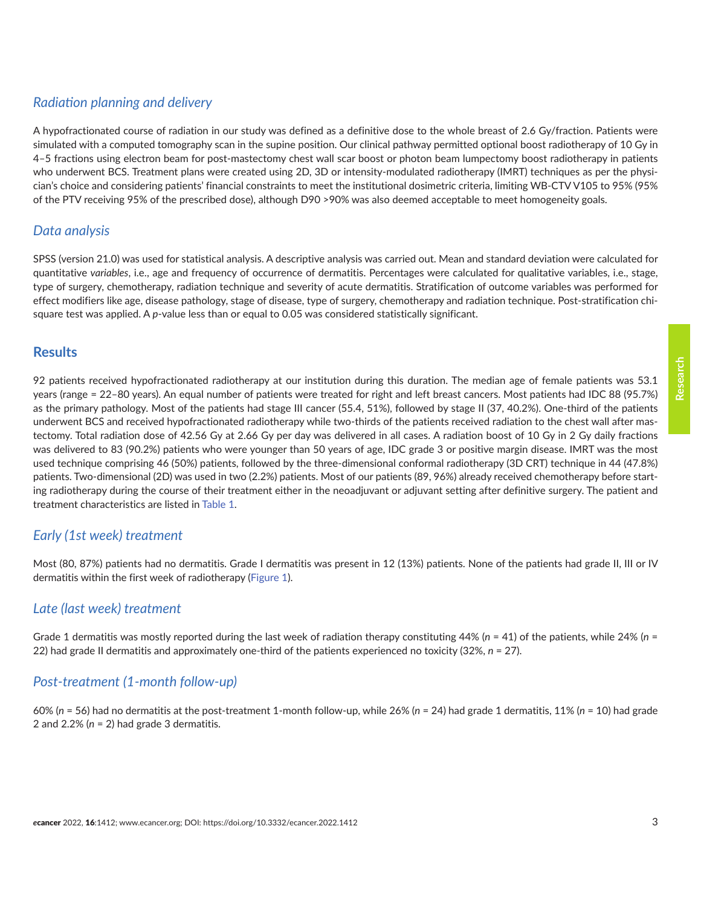### *Radiation planning and delivery*

A hypofractionated course of radiation in our study was defined as a definitive dose to the whole breast of 2.6 Gy/fraction. Patients were simulated with a computed tomography scan in the supine position. Our clinical pathway permitted optional boost radiotherapy of 10 Gy in 4–5 fractions using electron beam for post-mastectomy chest wall scar boost or photon beam lumpectomy boost radiotherapy in patients who underwent BCS. Treatment plans were created using 2D, 3D or intensity-modulated radiotherapy (IMRT) techniques as per the physician's choice and considering patients' financial constraints to meet the institutional dosimetric criteria, limiting WB-CTV V105 to 95% (95% of the PTV receiving 95% of the prescribed dose), although D90 >90% was also deemed acceptable to meet homogeneity goals.

### *Data analysis*

SPSS (version 21.0) was used for statistical analysis. A descriptive analysis was carried out. Mean and standard deviation were calculated for quantitative *variables*, i.e., age and frequency of occurrence of dermatitis. Percentages were calculated for qualitative variables, i.e., stage, type of surgery, chemotherapy, radiation technique and severity of acute dermatitis. Stratification of outcome variables was performed for effect modifiers like age, disease pathology, stage of disease, type of surgery, chemotherapy and radiation technique. Post-stratification chi-square test was applied. A *p*-value less than or equal to 0.05 was considered statistically significant.

## Results

92 patients received hypofractionated radiotherapy at our institution during this duration. The median age of female patients was 53.1 years (range = 22–80 years). An equal number of patients were treated for right and left breast cancers. Most patients had IDC 88 (95.7%) as the primary pathology. Most of the patients had stage III cancer (55.4, 51%), followed by stage II (37, 40.2%). One-third of the patients underwent BCS and received hypofractionated radiotherapy while two-thirds of the patients received radiation to the chest wall after mastectomy. Total radiation dose of 42.56 Gy at 2.66 Gy per day was delivered in all cases. A radiation boost of 10 Gy in 2 Gy daily fractions was delivered to 83 (90.2%) patients who were younger than 50 years of age, IDC grade 3 or positive margin disease. IMRT was the most used technique comprising 46 (50%) patients, followed by the three-dimensional conformal radiotherapy (3D CRT) technique in 44 (47.8%) patients. Two-dimensional (2D) was used in two (2.2%) patients. Most of our patients (89, 96%) already received chemotherapy before starting radiotherapy during the course of their treatment either in the neoadjuvant or adjuvant setting after definitive surgery. The patient and treatment characteristics are listed in Table 1.

### *Early (1st week) treatment*

Most (80, 87%) patients had no dermatitis. Grade I dermatitis was present in 12 (13%) patients. None of the patients had grade II, III or IV dermatitis within the first week of radiotherapy (Figure 1).

### *Late (last week) treatment*

Grade 1 dermatitis was mostly reported during the last week of radiation therapy constituting 44% ($n$ = 41) of the patients, while 24% ($n$ = 22) had grade II dermatitis and approximately one-third of the patients experienced no toxicity (32%, $n$ = 27).

### *Post-treatment (1-month follow-up)*

60% ($n$ = 56) had no dermatitis at the post-treatment 1-month follow-up, while 26% ($n$ = 24) had grade 1 dermatitis, 11% ($n$ = 10) had grade 2 and 2.2% ($n$ = 2) had grade 3 dermatitis.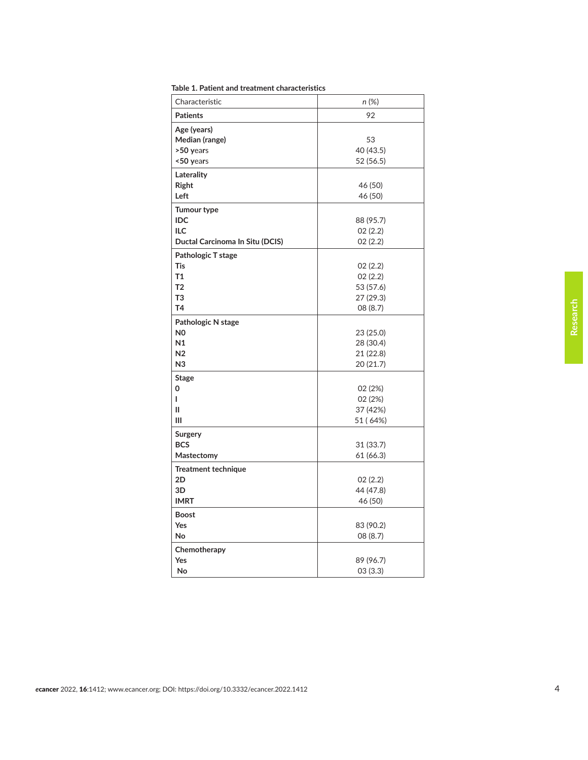**Table 1. Patient and treatment characteristics**

| Characteristic | *n* (%) |
|---|---|
| **Patients** | 92 |
| **Age (years)** | |
| **Median (range)** | 53 |
| **>50 years** | 40 (43.5) |
| **<50 years** | 52 (56.5) |
| **Laterality** | |
| **Right** | 46 (50) |
| **Left** | 46 (50) |
| **Tumour type** | |
| **IDC** | 88 (95.7) |
| **ILC** | 02 (2.2) |
| **Ductal Carcinoma In Situ (DCIS)** | 02 (2.2) |
| **Pathologic T stage** | |
| **Tis** | 02 (2.2) |
| **T1** | 02 (2.2) |
| **T2** | 53 (57.6) |
| **T3** | 27 (29.3) |
| **T4** | 08 (8.7) |
| **Pathologic N stage** | |
| **N0** | 23 (25.0) |
| **N1** | 28 (30.4) |
| **N2** | 21 (22.8) |
| **N3** | 20 (21.7) |
| **Stage** | |
| **0** | 02 (2%) |
| **I** | 02 (2%) |
| **II** | 37 (42%) |
| **III** | 51 ( 64%) |
| **Surgery** | |
| **BCS** | 31 (33.7) |
| **Mastectomy** | 61 (66.3) |
| **Treatment technique** | |
| **2D** | 02 (2.2) |
| **3D** | 44 (47.8) |
| **IMRT** | 46 (50) |
| **Boost** | |
| **Yes** | 83 (90.2) |
| **No** | 08 (8.7) |
| **Chemotherapy** | |
| **Yes** | 89 (96.7) |
| **No** | 03 (3.3) |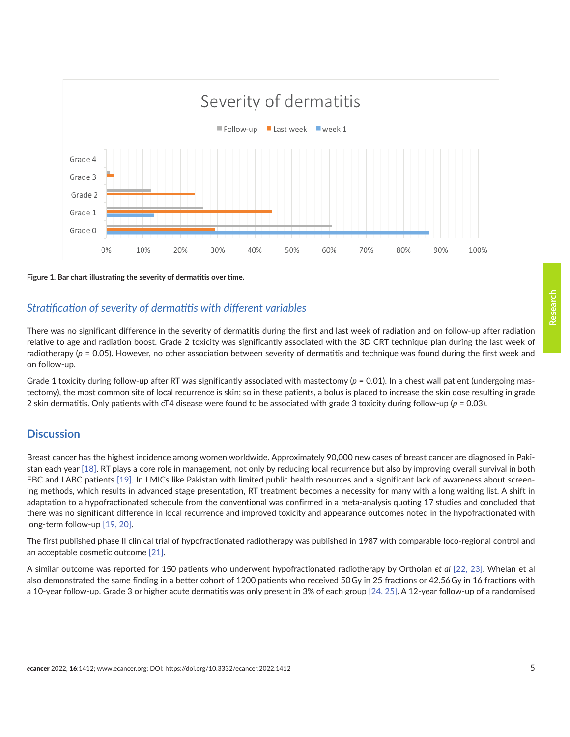**Figure 1. Bar chart illustrating the severity of dermatitis over time.**

### *Stratification of severity of dermatitis with different variables*

There was no significant difference in the severity of dermatitis during the first and last week of radiation and on follow-up after radiation relative to age and radiation boost. Grade 2 toxicity was significantly associated with the 3D CRT technique plan during the last week of radiotherapy ($p$ = 0.05). However, no other association between severity of dermatitis and technique was found during the first week and on follow-up.

Grade 1 toxicity during follow-up after RT was significantly associated with mastectomy ($p$ = 0.01). In a chest wall patient (undergoing mastectomy), the most common site of local recurrence is skin; so in these patients, a bolus is placed to increase the skin dose resulting in grade 2 skin dermatitis. Only patients with cT4 disease were found to be associated with grade 3 toxicity during follow-up ($p$ = 0.03).

## Discussion

Breast cancer has the highest incidence among women worldwide. Approximately 90,000 new cases of breast cancer are diagnosed in Pakistan each year [18]. RT plays a core role in management, not only by reducing local recurrence but also by improving overall survival in both EBC and LABC patients [19]. In LMICs like Pakistan with limited public health resources and a significant lack of awareness about screening methods, which results in advanced stage presentation, RT treatment becomes a necessity for many with a long waiting list. A shift in adaptation to a hypofractionated schedule from the conventional was confirmed in a meta-analysis quoting 17 studies and concluded that there was no significant difference in local recurrence and improved toxicity and appearance outcomes noted in the hypofractionated with long-term follow-up [19, 20].

The first published phase II clinical trial of hypofractionated radiotherapy was published in 1987 with comparable loco-regional control and an acceptable cosmetic outcome [21].

A similar outcome was reported for 150 patients who underwent hypofractionated radiotherapy by Ortholan *et al* [22, 23]. Whelan et al also demonstrated the same finding in a better cohort of 1200 patients who received 50 Gy in 25 fractions or 42.56 Gy in 16 fractions with a 10-year follow-up. Grade 3 or higher acute dermatitis was only present in 3% of each group [24, 25]. A 12-year follow-up of a randomised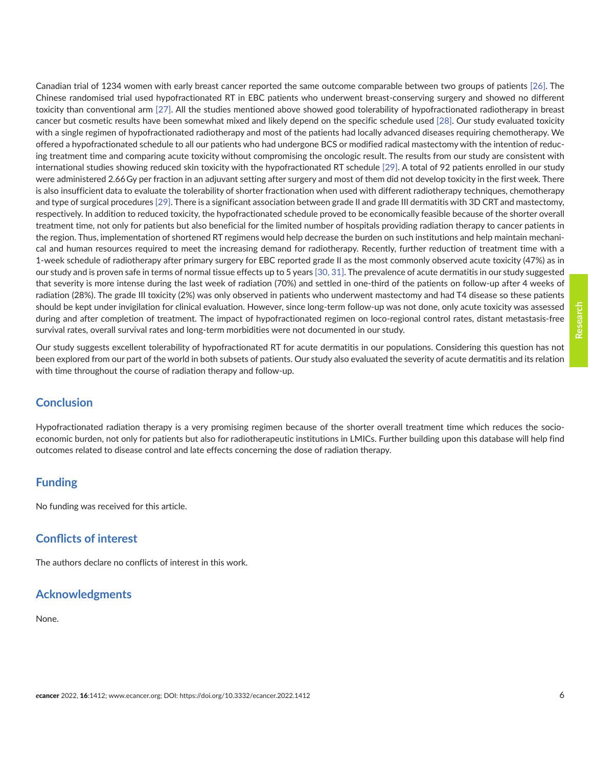Canadian trial of 1234 women with early breast cancer reported the same outcome comparable between two groups of patients [26]. The Chinese randomised trial used hypofractionated RT in EBC patients who underwent breast-conserving surgery and showed no different toxicity than conventional arm [27]. All the studies mentioned above showed good tolerability of hypofractionated radiotherapy in breast cancer but cosmetic results have been somewhat mixed and likely depend on the specific schedule used [28]. Our study evaluated toxicity with a single regimen of hypofractionated radiotherapy and most of the patients had locally advanced diseases requiring chemotherapy. We offered a hypofractionated schedule to all our patients who had undergone BCS or modified radical mastectomy with the intention of reducing treatment time and comparing acute toxicity without compromising the oncologic result. The results from our study are consistent with international studies showing reduced skin toxicity with the hypofractionated RT schedule [29]. A total of 92 patients enrolled in our study were administered 2.66 Gy per fraction in an adjuvant setting after surgery and most of them did not develop toxicity in the first week. There is also insufficient data to evaluate the tolerability of shorter fractionation when used with different radiotherapy techniques, chemotherapy and type of surgical procedures [29]. There is a significant association between grade II and grade III dermatitis with 3D CRT and mastectomy, respectively. In addition to reduced toxicity, the hypofractionated schedule proved to be economically feasible because of the shorter overall treatment time, not only for patients but also beneficial for the limited number of hospitals providing radiation therapy to cancer patients in the region. Thus, implementation of shortened RT regimens would help decrease the burden on such institutions and help maintain mechanical and human resources required to meet the increasing demand for radiotherapy. Recently, further reduction of treatment time with a 1-week schedule of radiotherapy after primary surgery for EBC reported grade II as the most commonly observed acute toxicity (47%) as in our study and is proven safe in terms of normal tissue effects up to 5 years [30, 31]. The prevalence of acute dermatitis in our study suggested that severity is more intense during the last week of radiation (70%) and settled in one-third of the patients on follow-up after 4 weeks of radiation (28%). The grade III toxicity (2%) was only observed in patients who underwent mastectomy and had T4 disease so these patients should be kept under invigilation for clinical evaluation. However, since long-term follow-up was not done, only acute toxicity was assessed during and after completion of treatment. The impact of hypofractionated regimen on loco-regional control rates, distant metastasis-free survival rates, overall survival rates and long-term morbidities were not documented in our study.

Our study suggests excellent tolerability of hypofractionated RT for acute dermatitis in our populations. Considering this question has not been explored from our part of the world in both subsets of patients. Our study also evaluated the severity of acute dermatitis and its relation with time throughout the course of radiation therapy and follow-up.

## Conclusion

Hypofractionated radiation therapy is a very promising regimen because of the shorter overall treatment time which reduces the socio-economic burden, not only for patients but also for radiotherapeutic institutions in LMICs. Further building upon this database will help find outcomes related to disease control and late effects concerning the dose of radiation therapy.

## Funding

No funding was received for this article.

## Conflicts of interest

The authors declare no conflicts of interest in this work.

## Acknowledgments

None.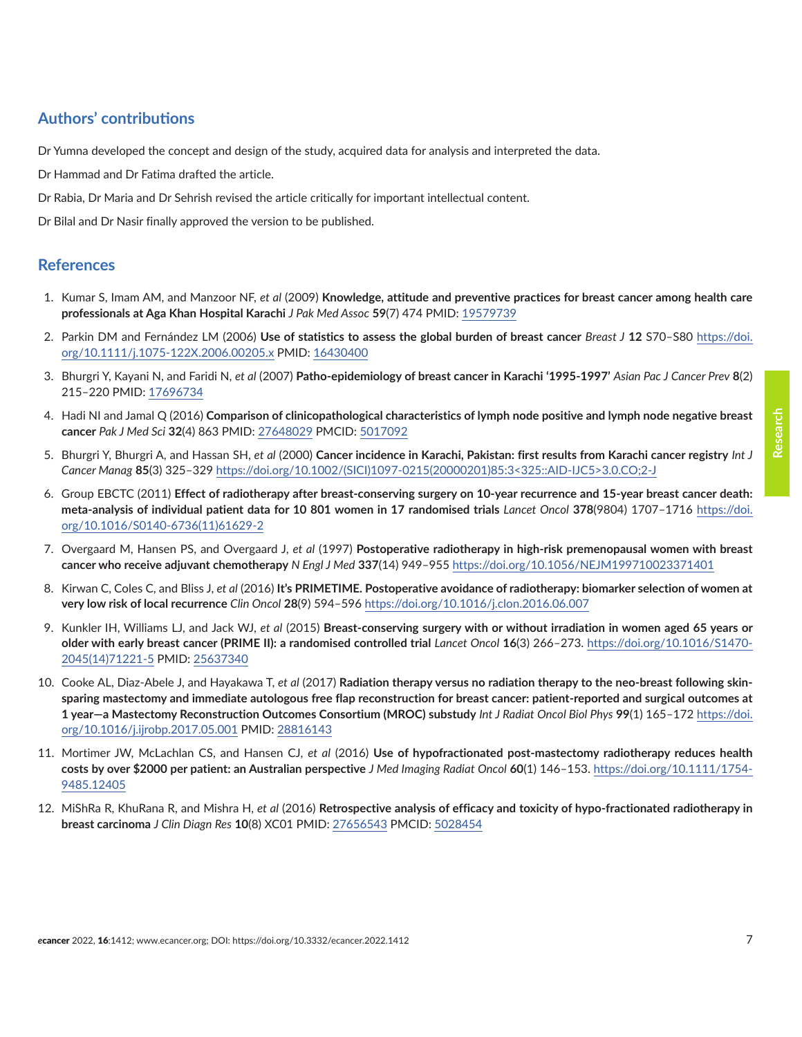## Authors' contributions

Dr Yumna developed the concept and design of the study, acquired data for analysis and interpreted the data.

Dr Hammad and Dr Fatima drafted the article.

Dr Rabia, Dr Maria and Dr Sehrish revised the article critically for important intellectual content.

Dr Bilal and Dr Nasir finally approved the version to be published.

## References

1. Kumar S, Imam AM, and Manzoor NF, *et al* (2009) **Knowledge, attitude and preventive practices for breast cancer among health care professionals at Aga Khan Hospital Karachi** *J Pak Med Assoc* **59**(7) 474 PMID: 19579739
2. Parkin DM and Fernández LM (2006) **Use of statistics to assess the global burden of breast cancer** *Breast J* **12** S70–S80 https://doi.org/10.1111/j.1075-122X.2006.00205.x PMID: 16430400
3. Bhurgri Y, Kayani N, and Faridi N, *et al* (2007) **Patho-epidemiology of breast cancer in Karachi '1995-1997'** *Asian Pac J Cancer Prev* **8**(2) 215–220 PMID: 17696734
4. Hadi NI and Jamal Q (2016) **Comparison of clinicopathological characteristics of lymph node positive and lymph node negative breast cancer** *Pak J Med Sci* **32**(4) 863 PMID: 27648029 PMCID: 5017092
5. Bhurgri Y, Bhurgri A, and Hassan SH, *et al* (2000) **Cancer incidence in Karachi, Pakistan: first results from Karachi cancer registry** *Int J Cancer Manag* **85**(3) 325–329 https://doi.org/10.1002/(SICI)1097-0215(20000201)85:3<325::AID-IJC5>3.0.CO;2-J
6. Group EBCTC (2011) **Effect of radiotherapy after breast-conserving surgery on 10-year recurrence and 15-year breast cancer death: meta-analysis of individual patient data for 10 801 women in 17 randomised trials** *Lancet Oncol* **378**(9804) 1707–1716 https://doi.org/10.1016/S0140-6736(11)61629-2
7. Overgaard M, Hansen PS, and Overgaard J, *et al* (1997) **Postoperative radiotherapy in high-risk premenopausal women with breast cancer who receive adjuvant chemotherapy** *N Engl J Med* **337**(14) 949–955 https://doi.org/10.1056/NEJM199710023371401
8. Kirwan C, Coles C, and Bliss J, *et al* (2016) **It's PRIMETIME. Postoperative avoidance of radiotherapy: biomarker selection of women at very low risk of local recurrence** *Clin Oncol* **28**(9) 594–596 https://doi.org/10.1016/j.clon.2016.06.007
9. Kunkler IH, Williams LJ, and Jack WJ, *et al* (2015) **Breast-conserving surgery with or without irradiation in women aged 65 years or older with early breast cancer (PRIME II): a randomised controlled trial** *Lancet Oncol* **16**(3) 266–273. https://doi.org/10.1016/S1470-2045(14)71221-5 PMID: 25637340
10. Cooke AL, Diaz-Abele J, and Hayakawa T, *et al* (2017) **Radiation therapy versus no radiation therapy to the neo-breast following skin-sparing mastectomy and immediate autologous free flap reconstruction for breast cancer: patient-reported and surgical outcomes at 1 year—a Mastectomy Reconstruction Outcomes Consortium (MROC) substudy** *Int J Radiat Oncol Biol Phys* **99**(1) 165–172 https://doi.org/10.1016/j.ijrobp.2017.05.001 PMID: 28816143
11. Mortimer JW, McLachlan CS, and Hansen CJ, *et al* (2016) **Use of hypofractionated post-mastectomy radiotherapy reduces health costs by over $2000 per patient: an Australian perspective** *J Med Imaging Radiat Oncol* **60**(1) 146–153. https://doi.org/10.1111/1754-9485.12405
12. MiShRa R, KhuRana R, and Mishra H, *et al* (2016) **Retrospective analysis of efficacy and toxicity of hypo-fractionated radiotherapy in breast carcinoma** *J Clin Diagn Res* **10**(8) XC01 PMID: 27656543 PMCID: 5028454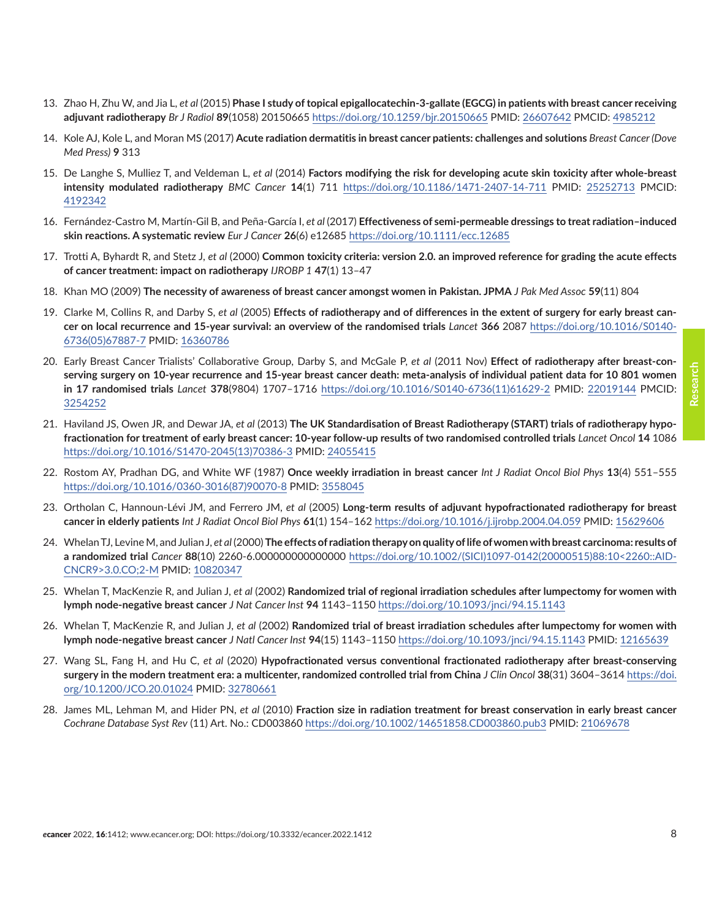13. Zhao H, Zhu W, and Jia L, *et al* (2015) **Phase I study of topical epigallocatechin-3-gallate (EGCG) in patients with breast cancer receiving adjuvant radiotherapy** *Br J Radiol* **89**(1058) 20150665 https://doi.org/10.1259/bjr.20150665 PMID: 26607642 PMCID: 4985212

14. Kole AJ, Kole L, and Moran MS (2017) **Acute radiation dermatitis in breast cancer patients: challenges and solutions** *Breast Cancer (Dove Med Press)* **9** 313

15. De Langhe S, Mulliez T, and Veldeman L, *et al* (2014) **Factors modifying the risk for developing acute skin toxicity after whole-breast intensity modulated radiotherapy** *BMC Cancer* **14**(1) 711 https://doi.org/10.1186/1471-2407-14-711 PMID: 25252713 PMCID: 4192342

16. Fernández-Castro M, Martín-Gil B, and Peña-García I, *et al* (2017) **Effectiveness of semi-permeable dressings to treat radiation–induced skin reactions. A systematic review** *Eur J Cancer* **26**(6) e12685 https://doi.org/10.1111/ecc.12685

17. Trotti A, Byhardt R, and Stetz J, *et al* (2000) **Common toxicity criteria: version 2.0. an improved reference for grading the acute effects of cancer treatment: impact on radiotherapy** *IJROBP 1* **47**(1) 13–47

18. Khan MO (2009) **The necessity of awareness of breast cancer amongst women in Pakistan. JPMA** *J Pak Med Assoc* **59**(11) 804

19. Clarke M, Collins R, and Darby S, *et al* (2005) **Effects of radiotherapy and of differences in the extent of surgery for early breast cancer on local recurrence and 15-year survival: an overview of the randomised trials** *Lancet* **366** 2087 https://doi.org/10.1016/S0140-6736(05)67887-7 PMID: 16360786

20. Early Breast Cancer Trialists' Collaborative Group, Darby S, and McGale P, *et al* (2011 Nov) **Effect of radiotherapy after breast-conserving surgery on 10-year recurrence and 15-year breast cancer death: meta-analysis of individual patient data for 10 801 women in 17 randomised trials** *Lancet* **378**(9804) 1707–1716 https://doi.org/10.1016/S0140-6736(11)61629-2 PMID: 22019144 PMCID: 3254252

21. Haviland JS, Owen JR, and Dewar JA, *et al* (2013) **The UK Standardisation of Breast Radiotherapy (START) trials of radiotherapy hypofractionation for treatment of early breast cancer: 10-year follow-up results of two randomised controlled trials** *Lancet Oncol* **14** 1086 https://doi.org/10.1016/S1470-2045(13)70386-3 PMID: 24055415

22. Rostom AY, Pradhan DG, and White WF (1987) **Once weekly irradiation in breast cancer** *Int J Radiat Oncol Biol Phys* **13**(4) 551–555 https://doi.org/10.1016/0360-3016(87)90070-8 PMID: 3558045

23. Ortholan C, Hannoun-Lévi JM, and Ferrero JM, *et al* (2005) **Long-term results of adjuvant hypofractionated radiotherapy for breast cancer in elderly patients** *Int J Radiat Oncol Biol Phys* **61**(1) 154–162 https://doi.org/10.1016/j.ijrobp.2004.04.059 PMID: 15629606

24. Whelan TJ, Levine M, and Julian J, *et al* (2000) **The effects of radiation therapy on quality of life of women with breast carcinoma: results of a randomized trial** *Cancer* **88**(10) 2260-6.000000000000000 https://doi.org/10.1002/(SICI)1097-0142(20000515)88:10<2260::AID-CNCR9>3.0.CO;2-M PMID: 10820347

25. Whelan T, MacKenzie R, and Julian J, *et al* (2002) **Randomized trial of regional irradiation schedules after lumpectomy for women with lymph node-negative breast cancer** *J Nat Cancer Inst* **94** 1143–1150 https://doi.org/10.1093/jnci/94.15.1143

26. Whelan T, MacKenzie R, and Julian J, *et al* (2002) **Randomized trial of breast irradiation schedules after lumpectomy for women with lymph node-negative breast cancer** *J Natl Cancer Inst* **94**(15) 1143–1150 https://doi.org/10.1093/jnci/94.15.1143 PMID: 12165639

27. Wang SL, Fang H, and Hu C, *et al* (2020) **Hypofractionated versus conventional fractionated radiotherapy after breast-conserving surgery in the modern treatment era: a multicenter, randomized controlled trial from China** *J Clin Oncol* **38**(31) 3604–3614 https://doi.org/10.1200/JCO.20.01024 PMID: 32780661

28. James ML, Lehman M, and Hider PN, *et al* (2010) **Fraction size in radiation treatment for breast conservation in early breast cancer** *Cochrane Database Syst Rev* (11) Art. No.: CD003860 https://doi.org/10.1002/14651858.CD003860.pub3 PMID: 21069678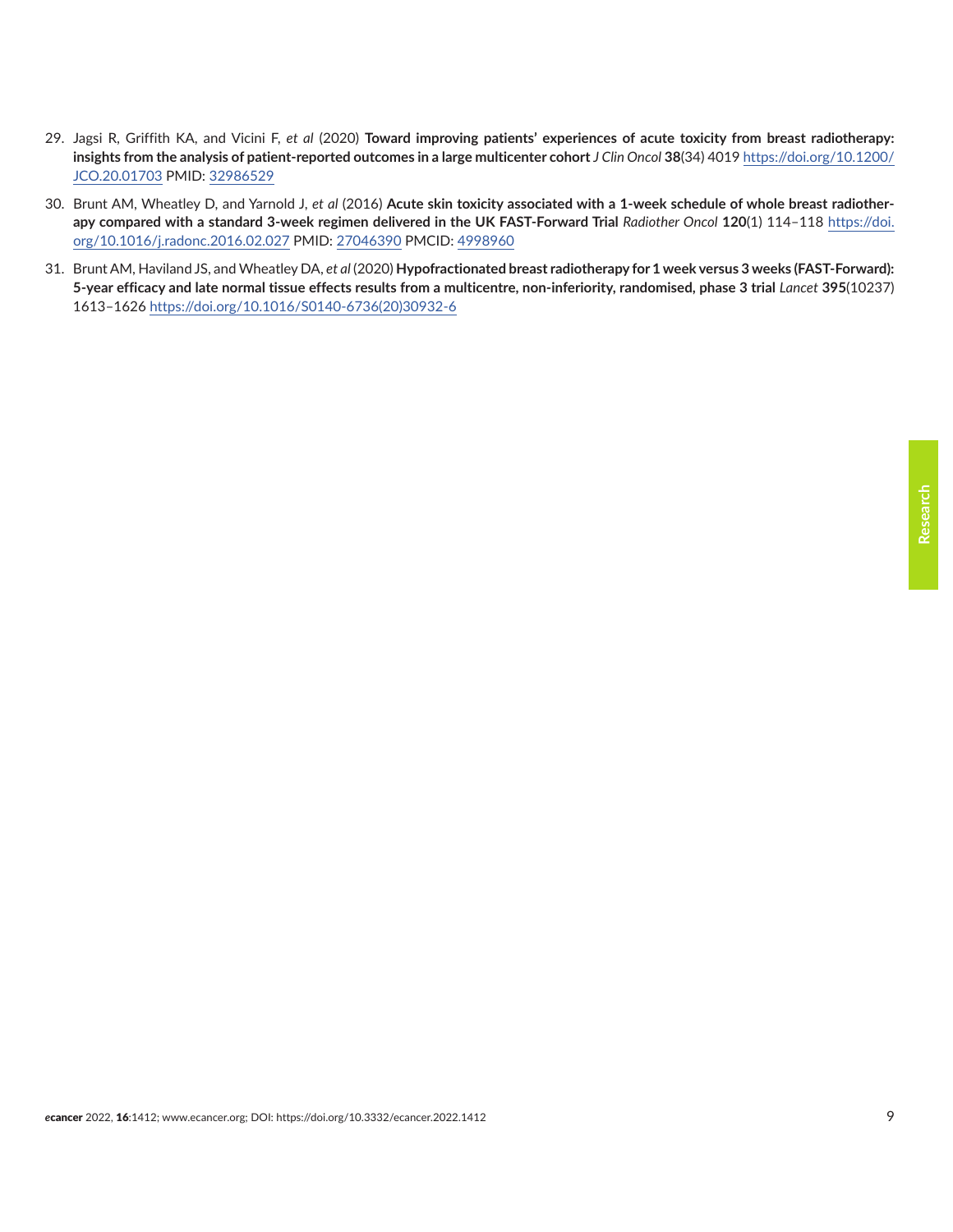29. Jagsi R, Griffith KA, and Vicini F, *et al* (2020) **Toward improving patients' experiences of acute toxicity from breast radiotherapy: insights from the analysis of patient-reported outcomes in a large multicenter cohort** *J Clin Oncol* **38**(34) 4019 https://doi.org/10.1200/JCO.20.01703 PMID: 32986529

30. Brunt AM, Wheatley D, and Yarnold J, *et al* (2016) **Acute skin toxicity associated with a 1-week schedule of whole breast radiotherapy compared with a standard 3-week regimen delivered in the UK FAST-Forward Trial** *Radiother Oncol* **120**(1) 114–118 https://doi.org/10.1016/j.radonc.2016.02.027 PMID: 27046390 PMCID: 4998960

31. Brunt AM, Haviland JS, and Wheatley DA, *et al* (2020) **Hypofractionated breast radiotherapy for 1 week versus 3 weeks (FAST-Forward): 5-year efficacy and late normal tissue effects results from a multicentre, non-inferiority, randomised, phase 3 trial** *Lancet* **395**(10237) 1613–1626 https://doi.org/10.1016/S0140-6736(20)30932-6